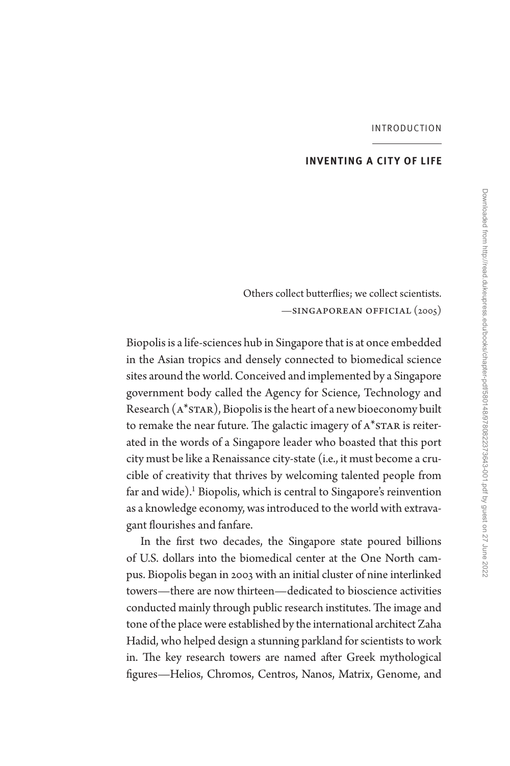INTRODUCTION

## INVENTING A CITY OF LIFE

> Others collect butterflies; we collect scientists.
>
> —SINGAPOREAN OFFICIAL (2005)

Biopolis is a life-sciences hub in Singapore that is at once embedded in the Asian tropics and densely connected to biomedical science sites around the world. Conceived and implemented by a Singapore government body called the Agency for Science, Technology and Research (A*STAR), Biopolis is the heart of a new bioeconomy built to remake the near future. The galactic imagery of A*STAR is reiterated in the words of a Singapore leader who boasted that this port city must be like a Renaissance city-state (i.e., it must become a crucible of creativity that thrives by welcoming talented people from far and wide).[1] Biopolis, which is central to Singapore's reinvention as a knowledge economy, was introduced to the world with extravagant flourishes and fanfare.

In the first two decades, the Singapore state poured billions of U.S. dollars into the biomedical center at the One North campus. Biopolis began in 2003 with an initial cluster of nine interlinked towers—there are now thirteen—dedicated to bioscience activities conducted mainly through public research institutes. The image and tone of the place were established by the international architect Zaha Hadid, who helped design a stunning parkland for scientists to work in. The key research towers are named after Greek mythological figures—Helios, Chromos, Centros, Nanos, Matrix, Genome, and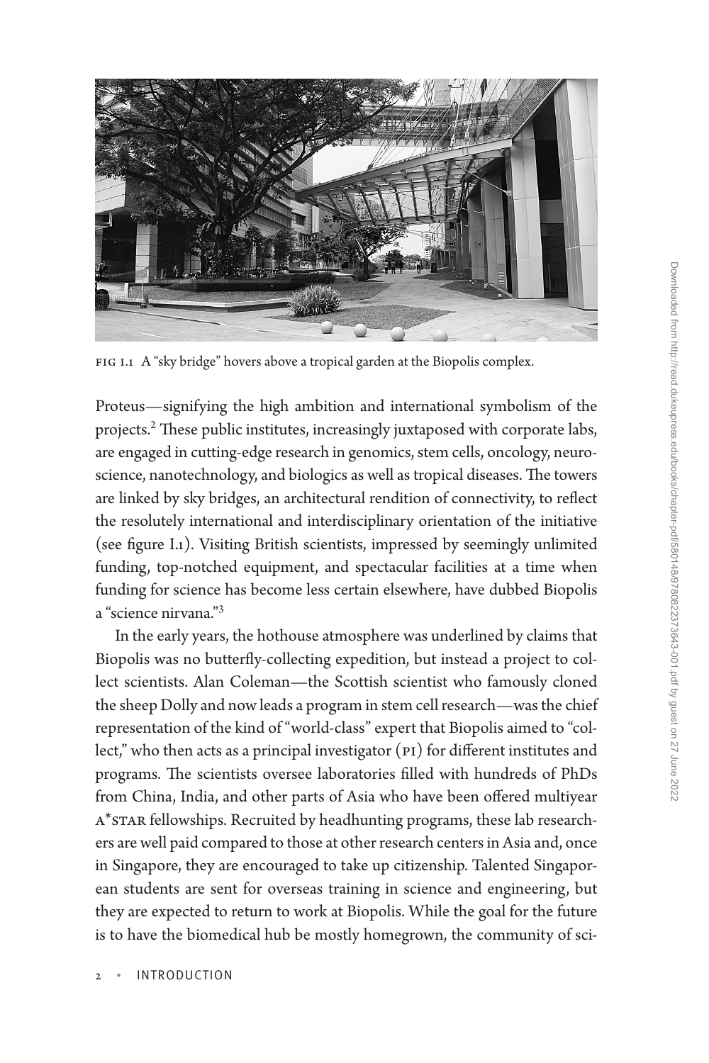FIG I.1 A "sky bridge" hovers above a tropical garden at the Biopolis complex.

Proteus—signifying the high ambition and international symbolism of the projects.[2] These public institutes, increasingly juxtaposed with corporate labs, are engaged in cutting-edge research in genomics, stem cells, oncology, neuroscience, nanotechnology, and biologics as well as tropical diseases. The towers are linked by sky bridges, an architectural rendition of connectivity, to reflect the resolutely international and interdisciplinary orientation of the initiative (see figure I.1). Visiting British scientists, impressed by seemingly unlimited funding, top-notched equipment, and spectacular facilities at a time when funding for science has become less certain elsewhere, have dubbed Biopolis a "science nirvana."[3]

In the early years, the hothouse atmosphere was underlined by claims that Biopolis was no butterfly-collecting expedition, but instead a project to collect scientists. Alan Coleman—the Scottish scientist who famously cloned the sheep Dolly and now leads a program in stem cell research—was the chief representation of the kind of "world-class" expert that Biopolis aimed to "collect," who then acts as a principal investigator (PI) for different institutes and programs. The scientists oversee laboratories filled with hundreds of PhDs from China, India, and other parts of Asia who have been offered multiyear A*STAR fellowships. Recruited by headhunting programs, these lab researchers are well paid compared to those at other research centers in Asia and, once in Singapore, they are encouraged to take up citizenship. Talented Singaporean students are sent for overseas training in science and engineering, but they are expected to return to work at Biopolis. While the goal for the future is to have the biomedical hub be mostly homegrown, the community of sci-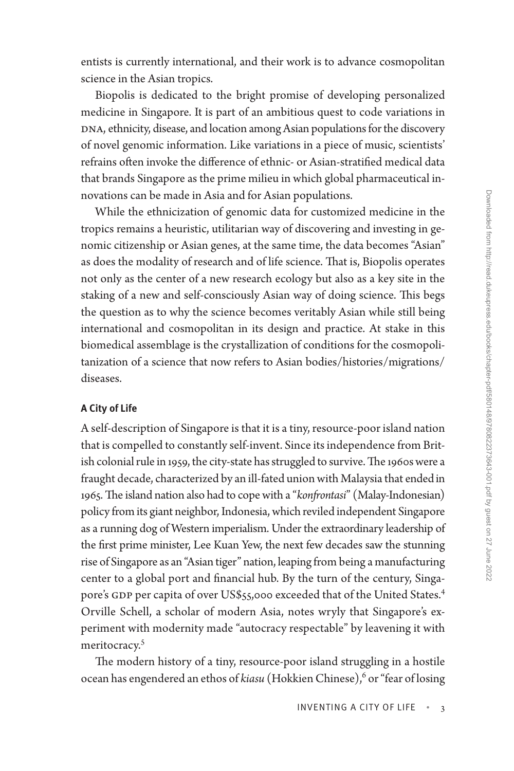entists is currently international, and their work is to advance cosmopolitan science in the Asian tropics.

Biopolis is dedicated to the bright promise of developing personalized medicine in Singapore. It is part of an ambitious quest to code variations in DNA, ethnicity, disease, and location among Asian populations for the discovery of novel genomic information. Like variations in a piece of music, scientists' refrains often invoke the difference of ethnic- or Asian-stratified medical data that brands Singapore as the prime milieu in which global pharmaceutical innovations can be made in Asia and for Asian populations.

While the ethnicization of genomic data for customized medicine in the tropics remains a heuristic, utilitarian way of discovering and investing in genomic citizenship or Asian genes, at the same time, the data becomes "Asian" as does the modality of research and of life science. That is, Biopolis operates not only as the center of a new research ecology but also as a key site in the staking of a new and self-consciously Asian way of doing science. This begs the question as to why the science becomes veritably Asian while still being international and cosmopolitan in its design and practice. At stake in this biomedical assemblage is the crystallization of conditions for the cosmopolitanization of a science that now refers to Asian bodies/histories/migrations/diseases.

### A City of Life

A self-description of Singapore is that it is a tiny, resource-poor island nation that is compelled to constantly self-invent. Since its independence from British colonial rule in 1959, the city-state has struggled to survive. The 1960s were a fraught decade, characterized by an ill-fated union with Malaysia that ended in 1965. The island nation also had to cope with a "*konfrontasi*" (Malay-Indonesian) policy from its giant neighbor, Indonesia, which reviled independent Singapore as a running dog of Western imperialism. Under the extraordinary leadership of the first prime minister, Lee Kuan Yew, the next few decades saw the stunning rise of Singapore as an "Asian tiger" nation, leaping from being a manufacturing center to a global port and financial hub. By the turn of the century, Singapore's GDP per capita of over US$55,000 exceeded that of the United States.[4] Orville Schell, a scholar of modern Asia, notes wryly that Singapore's experiment with modernity made "autocracy respectable" by leavening it with meritocracy.[5]

The modern history of a tiny, resource-poor island struggling in a hostile ocean has engendered an ethos of *kiasu* (Hokkien Chinese),[6] or "fear of losing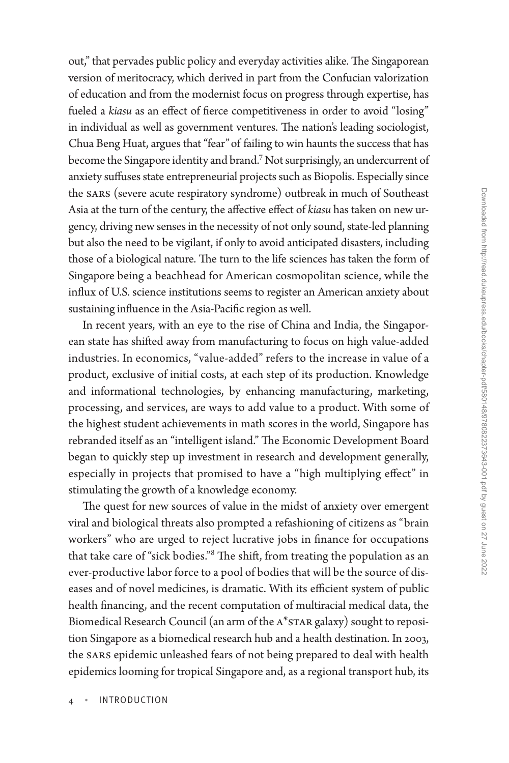out," that pervades public policy and everyday activities alike. The Singaporean version of meritocracy, which derived in part from the Confucian valorization of education and from the modernist focus on progress through expertise, has fueled a *kiasu* as an effect of fierce competitiveness in order to avoid "losing" in individual as well as government ventures. The nation's leading sociologist, Chua Beng Huat, argues that "fear" of failing to win haunts the success that has become the Singapore identity and brand.[7] Not surprisingly, an undercurrent of anxiety suffuses state entrepreneurial projects such as Biopolis. Especially since the SARS (severe acute respiratory syndrome) outbreak in much of Southeast Asia at the turn of the century, the affective effect of *kiasu* has taken on new urgency, driving new senses in the necessity of not only sound, state-led planning but also the need to be vigilant, if only to avoid anticipated disasters, including those of a biological nature. The turn to the life sciences has taken the form of Singapore being a beachhead for American cosmopolitan science, while the influx of U.S. science institutions seems to register an American anxiety about sustaining influence in the Asia-Pacific region as well.

In recent years, with an eye to the rise of China and India, the Singaporean state has shifted away from manufacturing to focus on high value-added industries. In economics, "value-added" refers to the increase in value of a product, exclusive of initial costs, at each step of its production. Knowledge and informational technologies, by enhancing manufacturing, marketing, processing, and services, are ways to add value to a product. With some of the highest student achievements in math scores in the world, Singapore has rebranded itself as an "intelligent island." The Economic Development Board began to quickly step up investment in research and development generally, especially in projects that promised to have a "high multiplying effect" in stimulating the growth of a knowledge economy.

The quest for new sources of value in the midst of anxiety over emergent viral and biological threats also prompted a refashioning of citizens as "brain workers" who are urged to reject lucrative jobs in finance for occupations that take care of "sick bodies."[8] The shift, from treating the population as an ever-productive labor force to a pool of bodies that will be the source of diseases and of novel medicines, is dramatic. With its efficient system of public health financing, and the recent computation of multiracial medical data, the Biomedical Research Council (an arm of the A*STAR galaxy) sought to reposition Singapore as a biomedical research hub and a health destination. In 2003, the SARS epidemic unleashed fears of not being prepared to deal with health epidemics looming for tropical Singapore and, as a regional transport hub, its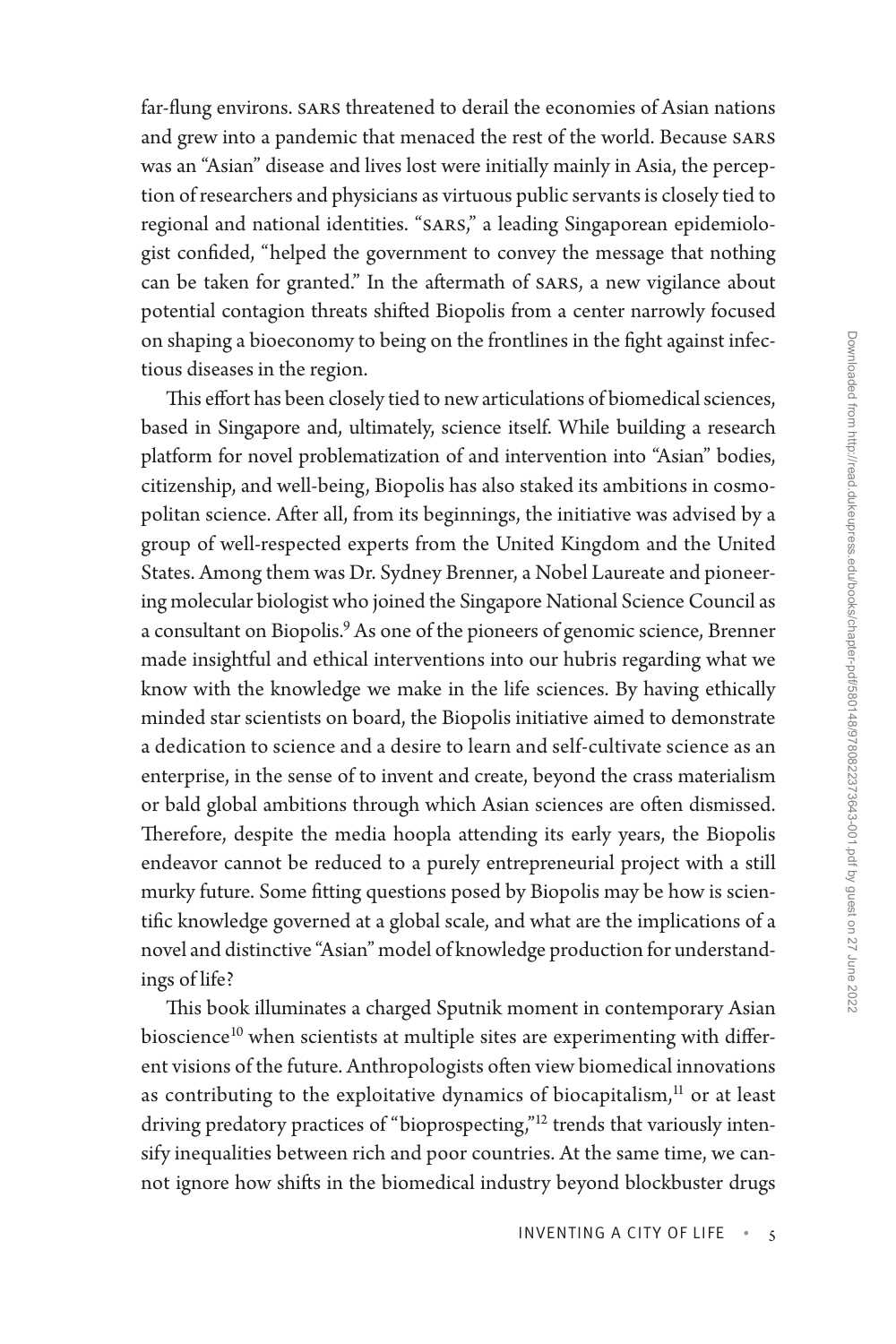far-flung environs. SARS threatened to derail the economies of Asian nations and grew into a pandemic that menaced the rest of the world. Because SARS was an "Asian" disease and lives lost were initially mainly in Asia, the perception of researchers and physicians as virtuous public servants is closely tied to regional and national identities. "SARS," a leading Singaporean epidemiologist confided, "helped the government to convey the message that nothing can be taken for granted." In the aftermath of SARS, a new vigilance about potential contagion threats shifted Biopolis from a center narrowly focused on shaping a bioeconomy to being on the frontlines in the fight against infectious diseases in the region.

This effort has been closely tied to new articulations of biomedical sciences, based in Singapore and, ultimately, science itself. While building a research platform for novel problematization of and intervention into "Asian" bodies, citizenship, and well-being, Biopolis has also staked its ambitions in cosmopolitan science. After all, from its beginnings, the initiative was advised by a group of well-respected experts from the United Kingdom and the United States. Among them was Dr. Sydney Brenner, a Nobel Laureate and pioneering molecular biologist who joined the Singapore National Science Council as a consultant on Biopolis.[9] As one of the pioneers of genomic science, Brenner made insightful and ethical interventions into our hubris regarding what we know with the knowledge we make in the life sciences. By having ethically minded star scientists on board, the Biopolis initiative aimed to demonstrate a dedication to science and a desire to learn and self-cultivate science as an enterprise, in the sense of to invent and create, beyond the crass materialism or bald global ambitions through which Asian sciences are often dismissed. Therefore, despite the media hoopla attending its early years, the Biopolis endeavor cannot be reduced to a purely entrepreneurial project with a still murky future. Some fitting questions posed by Biopolis may be how is scientific knowledge governed at a global scale, and what are the implications of a novel and distinctive "Asian" model of knowledge production for understandings of life?

This book illuminates a charged Sputnik moment in contemporary Asian bioscience[10] when scientists at multiple sites are experimenting with different visions of the future. Anthropologists often view biomedical innovations as contributing to the exploitative dynamics of biocapitalism,[11] or at least driving predatory practices of "bioprospecting,"[12] trends that variously intensify inequalities between rich and poor countries. At the same time, we cannot ignore how shifts in the biomedical industry beyond blockbuster drugs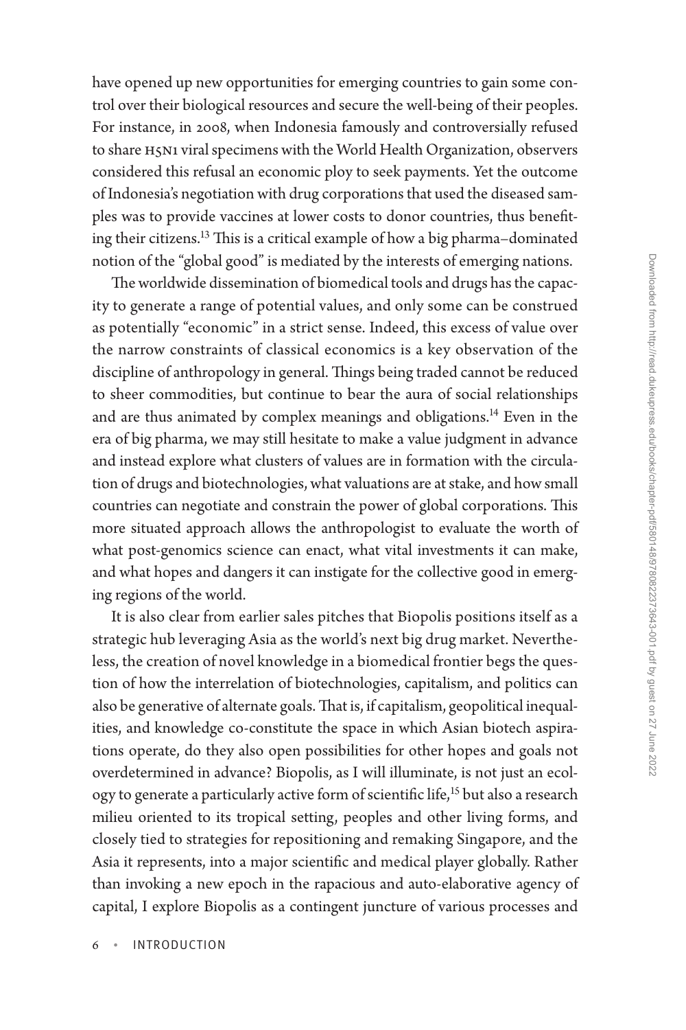have opened up new opportunities for emerging countries to gain some control over their biological resources and secure the well-being of their peoples. For instance, in 2008, when Indonesia famously and controversially refused to share H5N1 viral specimens with the World Health Organization, observers considered this refusal an economic ploy to seek payments. Yet the outcome of Indonesia's negotiation with drug corporations that used the diseased samples was to provide vaccines at lower costs to donor countries, thus benefiting their citizens.[13] This is a critical example of how a big pharma–dominated notion of the "global good" is mediated by the interests of emerging nations.

The worldwide dissemination of biomedical tools and drugs has the capacity to generate a range of potential values, and only some can be construed as potentially "economic" in a strict sense. Indeed, this excess of value over the narrow constraints of classical economics is a key observation of the discipline of anthropology in general. Things being traded cannot be reduced to sheer commodities, but continue to bear the aura of social relationships and are thus animated by complex meanings and obligations.[14] Even in the era of big pharma, we may still hesitate to make a value judgment in advance and instead explore what clusters of values are in formation with the circulation of drugs and biotechnologies, what valuations are at stake, and how small countries can negotiate and constrain the power of global corporations. This more situated approach allows the anthropologist to evaluate the worth of what post-genomics science can enact, what vital investments it can make, and what hopes and dangers it can instigate for the collective good in emerging regions of the world.

It is also clear from earlier sales pitches that Biopolis positions itself as a strategic hub leveraging Asia as the world's next big drug market. Nevertheless, the creation of novel knowledge in a biomedical frontier begs the question of how the interrelation of biotechnologies, capitalism, and politics can also be generative of alternate goals. That is, if capitalism, geopolitical inequalities, and knowledge co-constitute the space in which Asian biotech aspirations operate, do they also open possibilities for other hopes and goals not overdetermined in advance? Biopolis, as I will illuminate, is not just an ecology to generate a particularly active form of scientific life,[15] but also a research milieu oriented to its tropical setting, peoples and other living forms, and closely tied to strategies for repositioning and remaking Singapore, and the Asia it represents, into a major scientific and medical player globally. Rather than invoking a new epoch in the rapacious and auto-elaborative agency of capital, I explore Biopolis as a contingent juncture of various processes and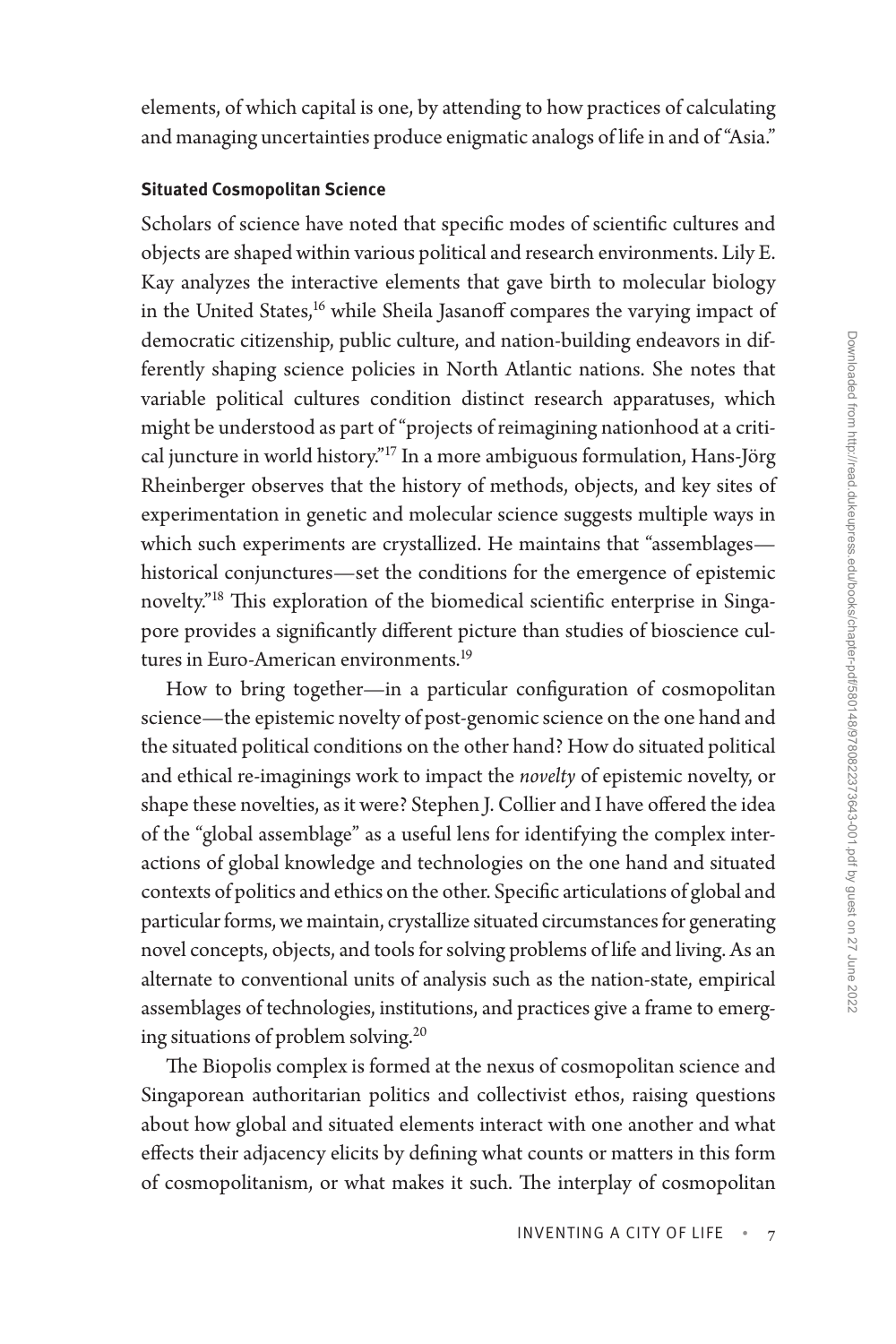elements, of which capital is one, by attending to how practices of calculating and managing uncertainties produce enigmatic analogs of life in and of "Asia."

### Situated Cosmopolitan Science

Scholars of science have noted that specific modes of scientific cultures and objects are shaped within various political and research environments. Lily E. Kay analyzes the interactive elements that gave birth to molecular biology in the United States,[16] while Sheila Jasanoff compares the varying impact of democratic citizenship, public culture, and nation-building endeavors in differently shaping science policies in North Atlantic nations. She notes that variable political cultures condition distinct research apparatuses, which might be understood as part of "projects of reimagining nationhood at a critical juncture in world history."[17] In a more ambiguous formulation, Hans-Jörg Rheinberger observes that the history of methods, objects, and key sites of experimentation in genetic and molecular science suggests multiple ways in which such experiments are crystallized. He maintains that "assemblages—historical conjunctures—set the conditions for the emergence of epistemic novelty."[18] This exploration of the biomedical scientific enterprise in Singapore provides a significantly different picture than studies of bioscience cultures in Euro-American environments.[19]

How to bring together—in a particular configuration of cosmopolitan science—the epistemic novelty of post-genomic science on the one hand and the situated political conditions on the other hand? How do situated political and ethical re-imaginings work to impact the *novelty* of epistemic novelty, or shape these novelties, as it were? Stephen J. Collier and I have offered the idea of the "global assemblage" as a useful lens for identifying the complex interactions of global knowledge and technologies on the one hand and situated contexts of politics and ethics on the other. Specific articulations of global and particular forms, we maintain, crystallize situated circumstances for generating novel concepts, objects, and tools for solving problems of life and living. As an alternate to conventional units of analysis such as the nation-state, empirical assemblages of technologies, institutions, and practices give a frame to emerging situations of problem solving.[20]

The Biopolis complex is formed at the nexus of cosmopolitan science and Singaporean authoritarian politics and collectivist ethos, raising questions about how global and situated elements interact with one another and what effects their adjacency elicits by defining what counts or matters in this form of cosmopolitanism, or what makes it such. The interplay of cosmopolitan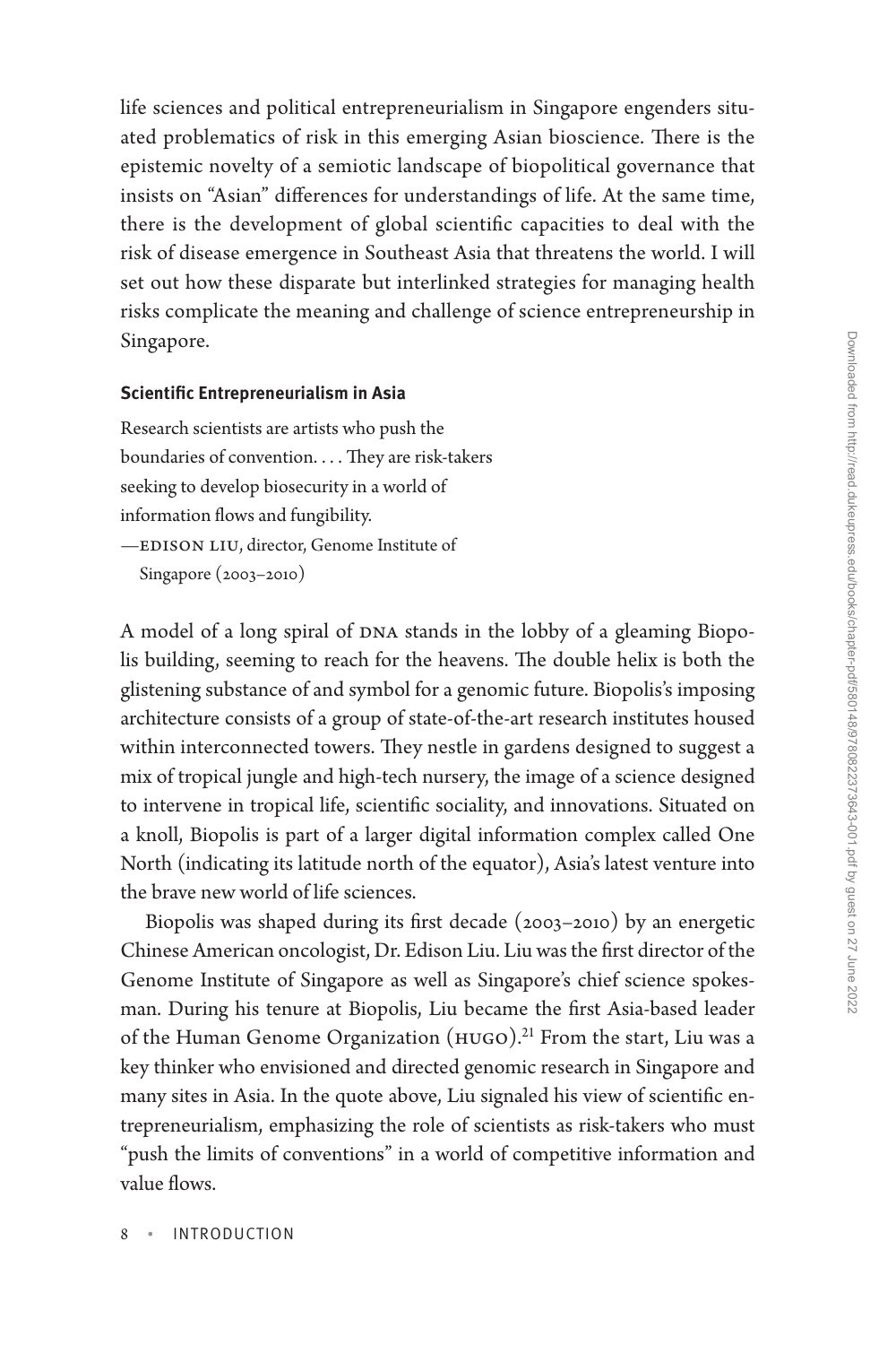life sciences and political entrepreneurialism in Singapore engenders situated problematics of risk in this emerging Asian bioscience. There is the epistemic novelty of a semiotic landscape of biopolitical governance that insists on "Asian" differences for understandings of life. At the same time, there is the development of global scientific capacities to deal with the risk of disease emergence in Southeast Asia that threatens the world. I will set out how these disparate but interlinked strategies for managing health risks complicate the meaning and challenge of science entrepreneurship in Singapore.

### Scientific Entrepreneurialism in Asia

Research scientists are artists who push the boundaries of convention. . . . They are risk-takers seeking to develop biosecurity in a world of information flows and fungibility.
—EDISON LIU, director, Genome Institute of Singapore (2003–2010)

A model of a long spiral of DNA stands in the lobby of a gleaming Biopolis building, seeming to reach for the heavens. The double helix is both the glistening substance of and symbol for a genomic future. Biopolis's imposing architecture consists of a group of state-of-the-art research institutes housed within interconnected towers. They nestle in gardens designed to suggest a mix of tropical jungle and high-tech nursery, the image of a science designed to intervene in tropical life, scientific sociality, and innovations. Situated on a knoll, Biopolis is part of a larger digital information complex called One North (indicating its latitude north of the equator), Asia's latest venture into the brave new world of life sciences.

Biopolis was shaped during its first decade (2003–2010) by an energetic Chinese American oncologist, Dr. Edison Liu. Liu was the first director of the Genome Institute of Singapore as well as Singapore's chief science spokesman. During his tenure at Biopolis, Liu became the first Asia-based leader of the Human Genome Organization (HUGO).[21] From the start, Liu was a key thinker who envisioned and directed genomic research in Singapore and many sites in Asia. In the quote above, Liu signaled his view of scientific entrepreneurialism, emphasizing the role of scientists as risk-takers who must "push the limits of conventions" in a world of competitive information and value flows.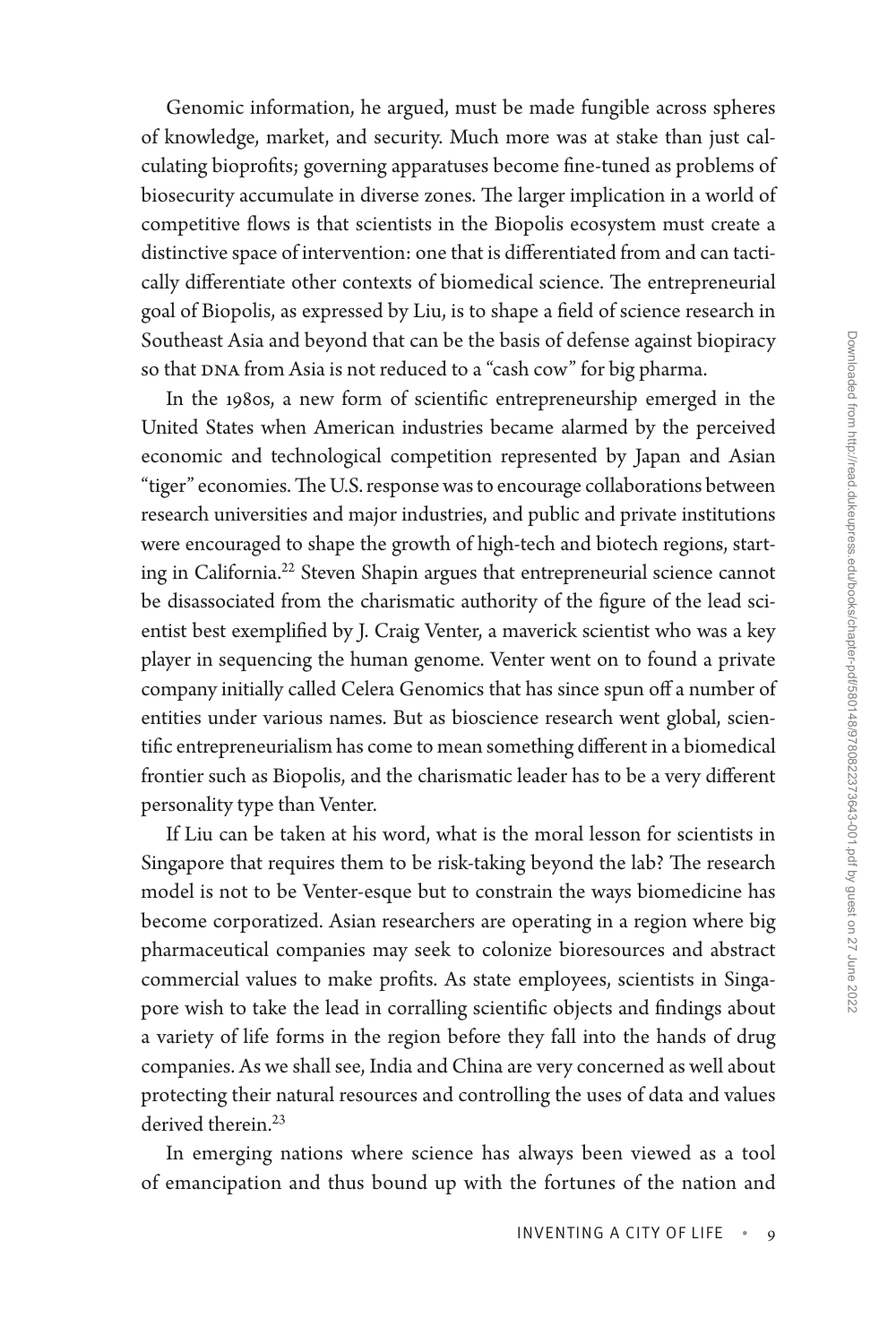Genomic information, he argued, must be made fungible across spheres of knowledge, market, and security. Much more was at stake than just calculating bioprofits; governing apparatuses become fine-tuned as problems of biosecurity accumulate in diverse zones. The larger implication in a world of competitive flows is that scientists in the Biopolis ecosystem must create a distinctive space of intervention: one that is differentiated from and can tactically differentiate other contexts of biomedical science. The entrepreneurial goal of Biopolis, as expressed by Liu, is to shape a field of science research in Southeast Asia and beyond that can be the basis of defense against biopiracy so that DNA from Asia is not reduced to a "cash cow" for big pharma.

In the 1980s, a new form of scientific entrepreneurship emerged in the United States when American industries became alarmed by the perceived economic and technological competition represented by Japan and Asian "tiger" economies. The U.S. response was to encourage collaborations between research universities and major industries, and public and private institutions were encouraged to shape the growth of high-tech and biotech regions, starting in California.[22] Steven Shapin argues that entrepreneurial science cannot be disassociated from the charismatic authority of the figure of the lead scientist best exemplified by J. Craig Venter, a maverick scientist who was a key player in sequencing the human genome. Venter went on to found a private company initially called Celera Genomics that has since spun off a number of entities under various names. But as bioscience research went global, scientific entrepreneurialism has come to mean something different in a biomedical frontier such as Biopolis, and the charismatic leader has to be a very different personality type than Venter.

If Liu can be taken at his word, what is the moral lesson for scientists in Singapore that requires them to be risk-taking beyond the lab? The research model is not to be Venter-esque but to constrain the ways biomedicine has become corporatized. Asian researchers are operating in a region where big pharmaceutical companies may seek to colonize bioresources and abstract commercial values to make profits. As state employees, scientists in Singapore wish to take the lead in corralling scientific objects and findings about a variety of life forms in the region before they fall into the hands of drug companies. As we shall see, India and China are very concerned as well about protecting their natural resources and controlling the uses of data and values derived therein.[23]

In emerging nations where science has always been viewed as a tool of emancipation and thus bound up with the fortunes of the nation and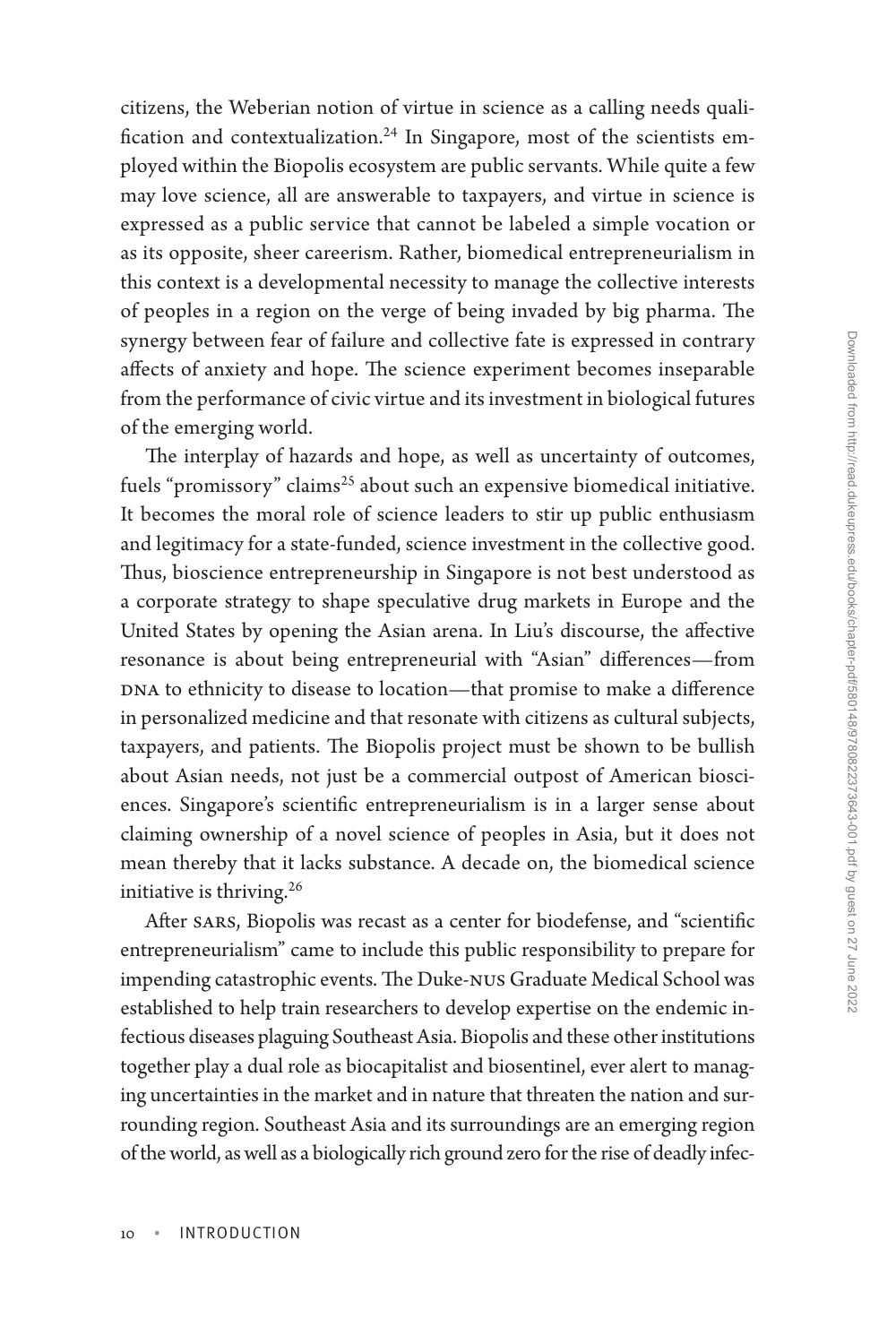citizens, the Weberian notion of virtue in science as a calling needs qualification and contextualization.[24] In Singapore, most of the scientists employed within the Biopolis ecosystem are public servants. While quite a few may love science, all are answerable to taxpayers, and virtue in science is expressed as a public service that cannot be labeled a simple vocation or as its opposite, sheer careerism. Rather, biomedical entrepreneurialism in this context is a developmental necessity to manage the collective interests of peoples in a region on the verge of being invaded by big pharma. The synergy between fear of failure and collective fate is expressed in contrary affects of anxiety and hope. The science experiment becomes inseparable from the performance of civic virtue and its investment in biological futures of the emerging world.

The interplay of hazards and hope, as well as uncertainty of outcomes, fuels "promissory" claims[25] about such an expensive biomedical initiative. It becomes the moral role of science leaders to stir up public enthusiasm and legitimacy for a state-funded, science investment in the collective good. Thus, bioscience entrepreneurship in Singapore is not best understood as a corporate strategy to shape speculative drug markets in Europe and the United States by opening the Asian arena. In Liu's discourse, the affective resonance is about being entrepreneurial with "Asian" differences—from DNA to ethnicity to disease to location—that promise to make a difference in personalized medicine and that resonate with citizens as cultural subjects, taxpayers, and patients. The Biopolis project must be shown to be bullish about Asian needs, not just be a commercial outpost of American biosciences. Singapore's scientific entrepreneurialism is in a larger sense about claiming ownership of a novel science of peoples in Asia, but it does not mean thereby that it lacks substance. A decade on, the biomedical science initiative is thriving.[26]

After SARS, Biopolis was recast as a center for biodefense, and "scientific entrepreneurialism" came to include this public responsibility to prepare for impending catastrophic events. The Duke-NUS Graduate Medical School was established to help train researchers to develop expertise on the endemic infectious diseases plaguing Southeast Asia. Biopolis and these other institutions together play a dual role as biocapitalist and biosentinel, ever alert to managing uncertainties in the market and in nature that threaten the nation and surrounding region. Southeast Asia and its surroundings are an emerging region of the world, as well as a biologically rich ground zero for the rise of deadly infec-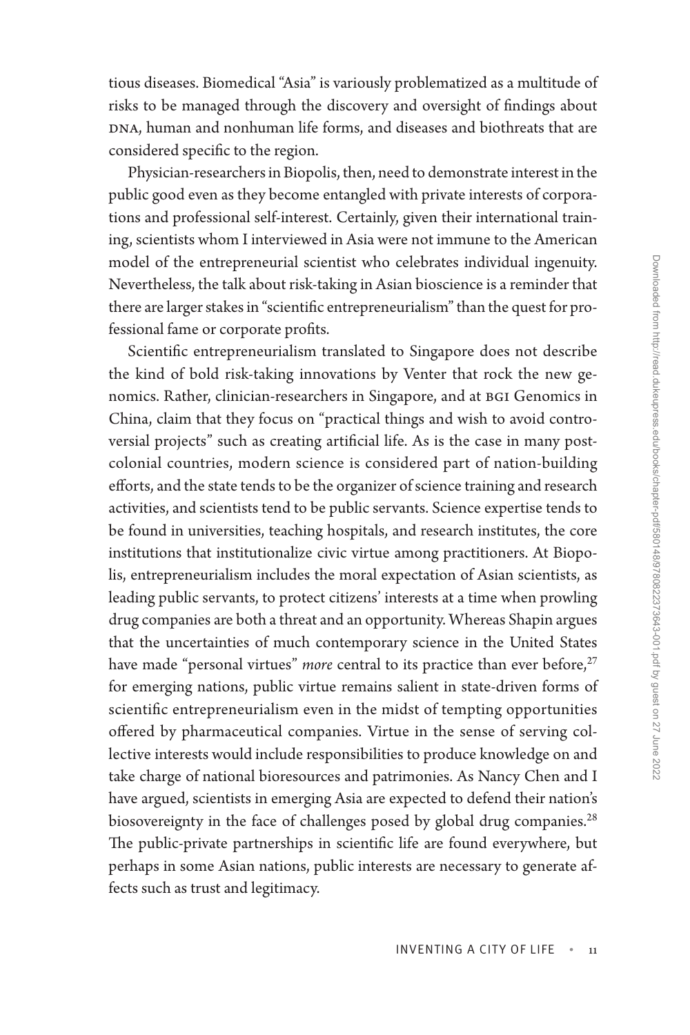tious diseases. Biomedical "Asia" is variously problematized as a multitude of risks to be managed through the discovery and oversight of findings about DNA, human and nonhuman life forms, and diseases and biothreats that are considered specific to the region.

Physician-researchers in Biopolis, then, need to demonstrate interest in the public good even as they become entangled with private interests of corporations and professional self-interest. Certainly, given their international training, scientists whom I interviewed in Asia were not immune to the American model of the entrepreneurial scientist who celebrates individual ingenuity. Nevertheless, the talk about risk-taking in Asian bioscience is a reminder that there are larger stakes in "scientific entrepreneurialism" than the quest for professional fame or corporate profits.

Scientific entrepreneurialism translated to Singapore does not describe the kind of bold risk-taking innovations by Venter that rock the new genomics. Rather, clinician-researchers in Singapore, and at BGI Genomics in China, claim that they focus on "practical things and wish to avoid controversial projects" such as creating artificial life. As is the case in many postcolonial countries, modern science is considered part of nation-building efforts, and the state tends to be the organizer of science training and research activities, and scientists tend to be public servants. Science expertise tends to be found in universities, teaching hospitals, and research institutes, the core institutions that institutionalize civic virtue among practitioners. At Biopolis, entrepreneurialism includes the moral expectation of Asian scientists, as leading public servants, to protect citizens' interests at a time when prowling drug companies are both a threat and an opportunity. Whereas Shapin argues that the uncertainties of much contemporary science in the United States have made "personal virtues" *more* central to its practice than ever before,[27] for emerging nations, public virtue remains salient in state-driven forms of scientific entrepreneurialism even in the midst of tempting opportunities offered by pharmaceutical companies. Virtue in the sense of serving collective interests would include responsibilities to produce knowledge on and take charge of national bioresources and patrimonies. As Nancy Chen and I have argued, scientists in emerging Asia are expected to defend their nation's biosovereignty in the face of challenges posed by global drug companies.[28] The public-private partnerships in scientific life are found everywhere, but perhaps in some Asian nations, public interests are necessary to generate affects such as trust and legitimacy.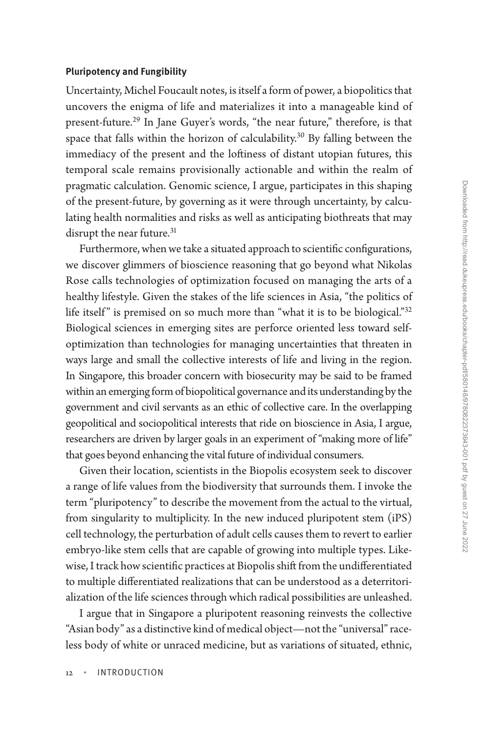### Pluripotency and Fungibility

Uncertainty, Michel Foucault notes, is itself a form of power, a biopolitics that uncovers the enigma of life and materializes it into a manageable kind of present-future.[29] In Jane Guyer's words, "the near future," therefore, is that space that falls within the horizon of calculability.[30] By falling between the immediacy of the present and the loftiness of distant utopian futures, this temporal scale remains provisionally actionable and within the realm of pragmatic calculation. Genomic science, I argue, participates in this shaping of the present-future, by governing as it were through uncertainty, by calculating health normalities and risks as well as anticipating biothreats that may disrupt the near future.[31]

Furthermore, when we take a situated approach to scientific configurations, we discover glimmers of bioscience reasoning that go beyond what Nikolas Rose calls technologies of optimization focused on managing the arts of a healthy lifestyle. Given the stakes of the life sciences in Asia, "the politics of life itself" is premised on so much more than "what it is to be biological."[32] Biological sciences in emerging sites are perforce oriented less toward self-optimization than technologies for managing uncertainties that threaten in ways large and small the collective interests of life and living in the region. In Singapore, this broader concern with biosecurity may be said to be framed within an emerging form of biopolitical governance and its understanding by the government and civil servants as an ethic of collective care. In the overlapping geopolitical and sociopolitical interests that ride on bioscience in Asia, I argue, researchers are driven by larger goals in an experiment of "making more of life" that goes beyond enhancing the vital future of individual consumers.

Given their location, scientists in the Biopolis ecosystem seek to discover a range of life values from the biodiversity that surrounds them. I invoke the term "pluripotency" to describe the movement from the actual to the virtual, from singularity to multiplicity. In the new induced pluripotent stem (iPS) cell technology, the perturbation of adult cells causes them to revert to earlier embryo-like stem cells that are capable of growing into multiple types. Likewise, I track how scientific practices at Biopolis shift from the undifferentiated to multiple differentiated realizations that can be understood as a deterritorialization of the life sciences through which radical possibilities are unleashed.

I argue that in Singapore a pluripotent reasoning reinvests the collective "Asian body" as a distinctive kind of medical object—not the "universal" raceless body of white or unraced medicine, but as variations of situated, ethnic,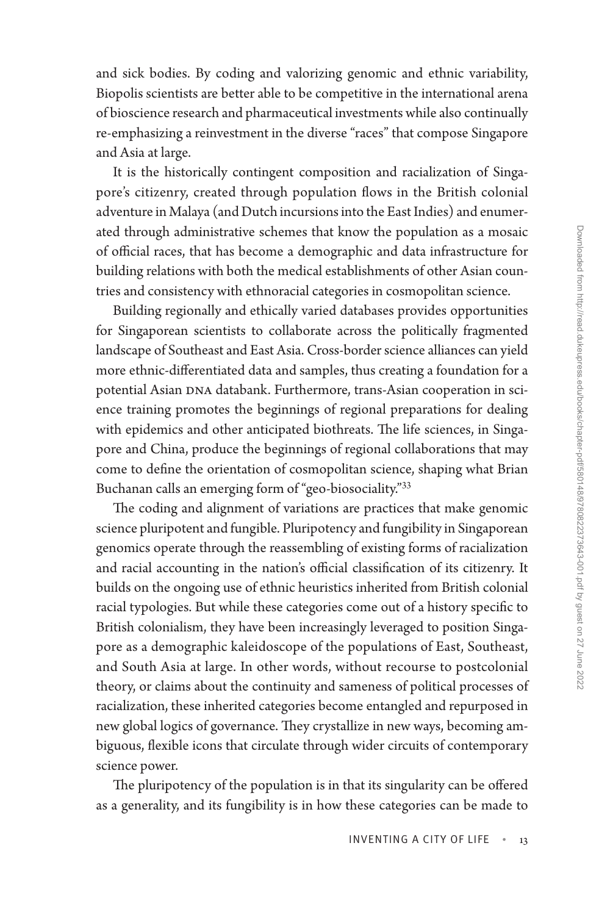and sick bodies. By coding and valorizing genomic and ethnic variability, Biopolis scientists are better able to be competitive in the international arena of bioscience research and pharmaceutical investments while also continually re-emphasizing a reinvestment in the diverse "races" that compose Singapore and Asia at large.

It is the historically contingent composition and racialization of Singapore's citizenry, created through population flows in the British colonial adventure in Malaya (and Dutch incursions into the East Indies) and enumerated through administrative schemes that know the population as a mosaic of official races, that has become a demographic and data infrastructure for building relations with both the medical establishments of other Asian countries and consistency with ethnoracial categories in cosmopolitan science.

Building regionally and ethically varied databases provides opportunities for Singaporean scientists to collaborate across the politically fragmented landscape of Southeast and East Asia. Cross-border science alliances can yield more ethnic-differentiated data and samples, thus creating a foundation for a potential Asian DNA databank. Furthermore, trans-Asian cooperation in science training promotes the beginnings of regional preparations for dealing with epidemics and other anticipated biothreats. The life sciences, in Singapore and China, produce the beginnings of regional collaborations that may come to define the orientation of cosmopolitan science, shaping what Brian Buchanan calls an emerging form of "geo-biosociality."[33]

The coding and alignment of variations are practices that make genomic science pluripotent and fungible. Pluripotency and fungibility in Singaporean genomics operate through the reassembling of existing forms of racialization and racial accounting in the nation's official classification of its citizenry. It builds on the ongoing use of ethnic heuristics inherited from British colonial racial typologies. But while these categories come out of a history specific to British colonialism, they have been increasingly leveraged to position Singapore as a demographic kaleidoscope of the populations of East, Southeast, and South Asia at large. In other words, without recourse to postcolonial theory, or claims about the continuity and sameness of political processes of racialization, these inherited categories become entangled and repurposed in new global logics of governance. They crystallize in new ways, becoming ambiguous, flexible icons that circulate through wider circuits of contemporary science power.

The pluripotency of the population is in that its singularity can be offered as a generality, and its fungibility is in how these categories can be made to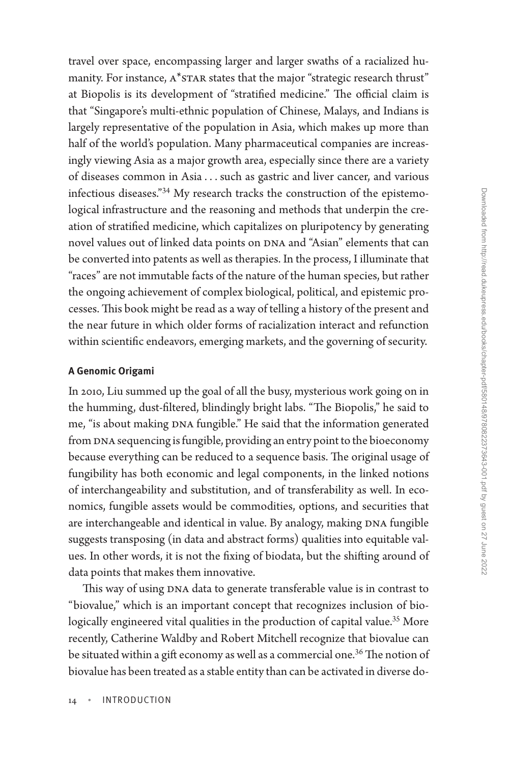travel over space, encompassing larger and larger swaths of a racialized humanity. For instance, A*STAR states that the major "strategic research thrust" at Biopolis is its development of "stratified medicine." The official claim is that "Singapore's multi-ethnic population of Chinese, Malays, and Indians is largely representative of the population in Asia, which makes up more than half of the world's population. Many pharmaceutical companies are increasingly viewing Asia as a major growth area, especially since there are a variety of diseases common in Asia . . . such as gastric and liver cancer, and various infectious diseases."[34] My research tracks the construction of the epistemological infrastructure and the reasoning and methods that underpin the creation of stratified medicine, which capitalizes on pluripotency by generating novel values out of linked data points on DNA and "Asian" elements that can be converted into patents as well as therapies. In the process, I illuminate that "races" are not immutable facts of the nature of the human species, but rather the ongoing achievement of complex biological, political, and epistemic processes. This book might be read as a way of telling a history of the present and the near future in which older forms of racialization interact and refunction within scientific endeavors, emerging markets, and the governing of security.

### A Genomic Origami

In 2010, Liu summed up the goal of all the busy, mysterious work going on in the humming, dust-filtered, blindingly bright labs. "The Biopolis," he said to me, "is about making DNA fungible." He said that the information generated from DNA sequencing is fungible, providing an entry point to the bioeconomy because everything can be reduced to a sequence basis. The original usage of fungibility has both economic and legal components, in the linked notions of interchangeability and substitution, and of transferability as well. In economics, fungible assets would be commodities, options, and securities that are interchangeable and identical in value. By analogy, making DNA fungible suggests transposing (in data and abstract forms) qualities into equitable values. In other words, it is not the fixing of biodata, but the shifting around of data points that makes them innovative.

This way of using DNA data to generate transferable value is in contrast to "biovalue," which is an important concept that recognizes inclusion of biologically engineered vital qualities in the production of capital value.[35] More recently, Catherine Waldby and Robert Mitchell recognize that biovalue can be situated within a gift economy as well as a commercial one.[36] The notion of biovalue has been treated as a stable entity than can be activated in diverse do-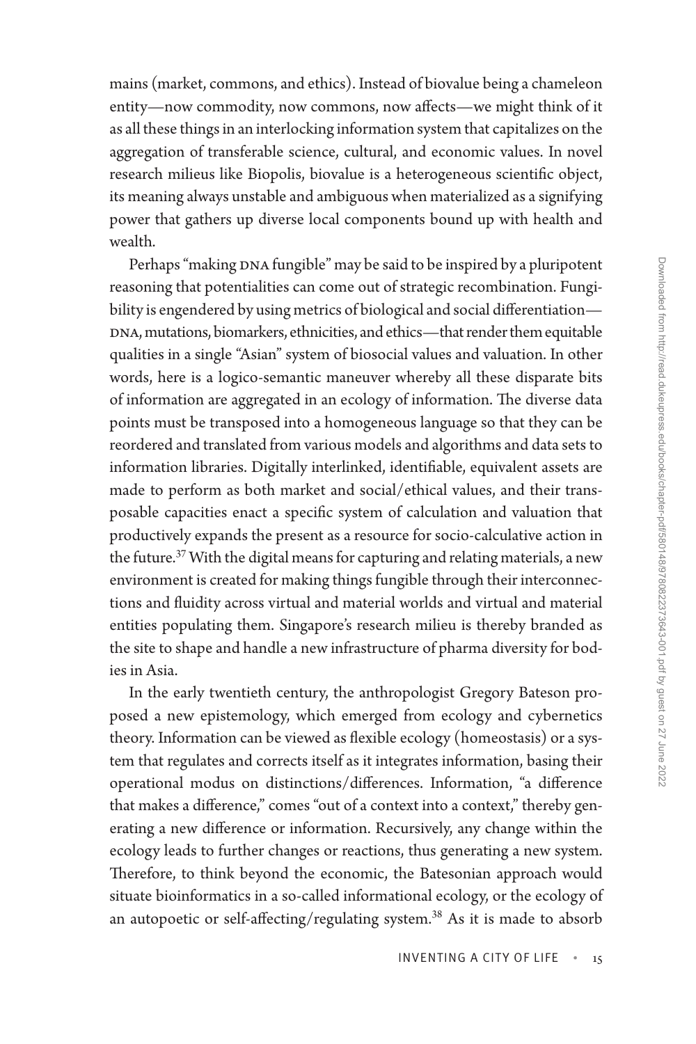mains (market, commons, and ethics). Instead of biovalue being a chameleon entity—now commodity, now commons, now affects—we might think of it as all these things in an interlocking information system that capitalizes on the aggregation of transferable science, cultural, and economic values. In novel research milieus like Biopolis, biovalue is a heterogeneous scientific object, its meaning always unstable and ambiguous when materialized as a signifying power that gathers up diverse local components bound up with health and wealth.

Perhaps "making DNA fungible" may be said to be inspired by a pluripotent reasoning that potentialities can come out of strategic recombination. Fungibility is engendered by using metrics of biological and social differentiation—DNA, mutations, biomarkers, ethnicities, and ethics—that render them equitable qualities in a single "Asian" system of biosocial values and valuation. In other words, here is a logico-semantic maneuver whereby all these disparate bits of information are aggregated in an ecology of information. The diverse data points must be transposed into a homogeneous language so that they can be reordered and translated from various models and algorithms and data sets to information libraries. Digitally interlinked, identifiable, equivalent assets are made to perform as both market and social/ethical values, and their transposable capacities enact a specific system of calculation and valuation that productively expands the present as a resource for socio-calculative action in the future.[37] With the digital means for capturing and relating materials, a new environment is created for making things fungible through their interconnections and fluidity across virtual and material worlds and virtual and material entities populating them. Singapore's research milieu is thereby branded as the site to shape and handle a new infrastructure of pharma diversity for bodies in Asia.

In the early twentieth century, the anthropologist Gregory Bateson proposed a new epistemology, which emerged from ecology and cybernetics theory. Information can be viewed as flexible ecology (homeostasis) or a system that regulates and corrects itself as it integrates information, basing their operational modus on distinctions/differences. Information, "a difference that makes a difference," comes "out of a context into a context," thereby generating a new difference or information. Recursively, any change within the ecology leads to further changes or reactions, thus generating a new system. Therefore, to think beyond the economic, the Batesonian approach would situate bioinformatics in a so-called informational ecology, or the ecology of an autopoetic or self-affecting/regulating system.[38] As it is made to absorb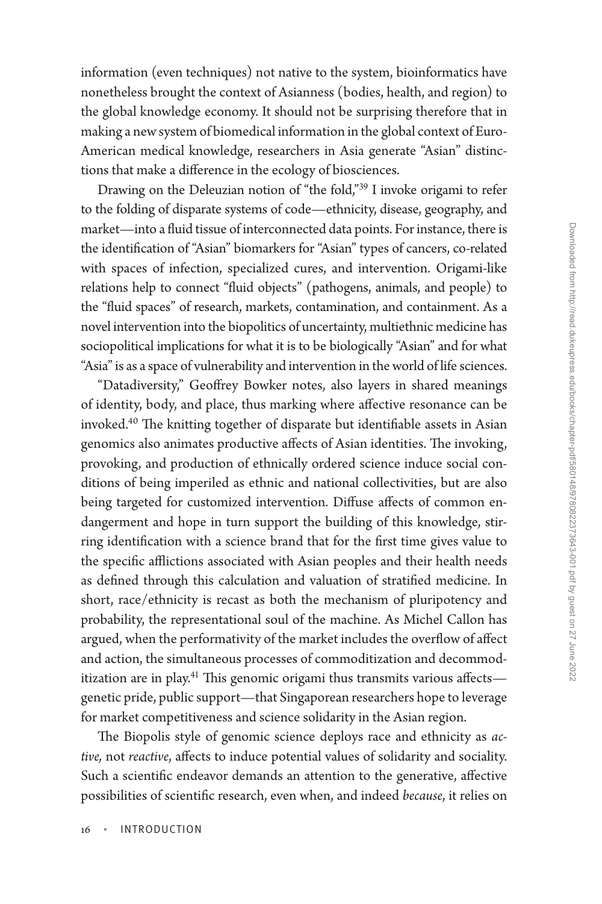information (even techniques) not native to the system, bioinformatics have nonetheless brought the context of Asianness (bodies, health, and region) to the global knowledge economy. It should not be surprising therefore that in making a new system of biomedical information in the global context of Euro-American medical knowledge, researchers in Asia generate "Asian" distinctions that make a difference in the ecology of biosciences.

Drawing on the Deleuzian notion of "the fold,"[39] I invoke origami to refer to the folding of disparate systems of code—ethnicity, disease, geography, and market—into a fluid tissue of interconnected data points. For instance, there is the identification of "Asian" biomarkers for "Asian" types of cancers, co-related with spaces of infection, specialized cures, and intervention. Origami-like relations help to connect "fluid objects" (pathogens, animals, and people) to the "fluid spaces" of research, markets, contamination, and containment. As a novel intervention into the biopolitics of uncertainty, multiethnic medicine has sociopolitical implications for what it is to be biologically "Asian" and for what "Asia" is as a space of vulnerability and intervention in the world of life sciences.

"Datadiversity," Geoffrey Bowker notes, also layers in shared meanings of identity, body, and place, thus marking where affective resonance can be invoked.[40] The knitting together of disparate but identifiable assets in Asian genomics also animates productive affects of Asian identities. The invoking, provoking, and production of ethnically ordered science induce social conditions of being imperiled as ethnic and national collectivities, but are also being targeted for customized intervention. Diffuse affects of common endangerment and hope in turn support the building of this knowledge, stirring identification with a science brand that for the first time gives value to the specific afflictions associated with Asian peoples and their health needs as defined through this calculation and valuation of stratified medicine. In short, race/ethnicity is recast as both the mechanism of pluripotency and probability, the representational soul of the machine. As Michel Callon has argued, when the performativity of the market includes the overflow of affect and action, the simultaneous processes of commoditization and decommoditization are in play.[41] This genomic origami thus transmits various affects—genetic pride, public support—that Singaporean researchers hope to leverage for market competitiveness and science solidarity in the Asian region.

The Biopolis style of genomic science deploys race and ethnicity as *active,* not *reactive*, affects to induce potential values of solidarity and sociality. Such a scientific endeavor demands an attention to the generative, affective possibilities of scientific research, even when, and indeed *because*, it relies on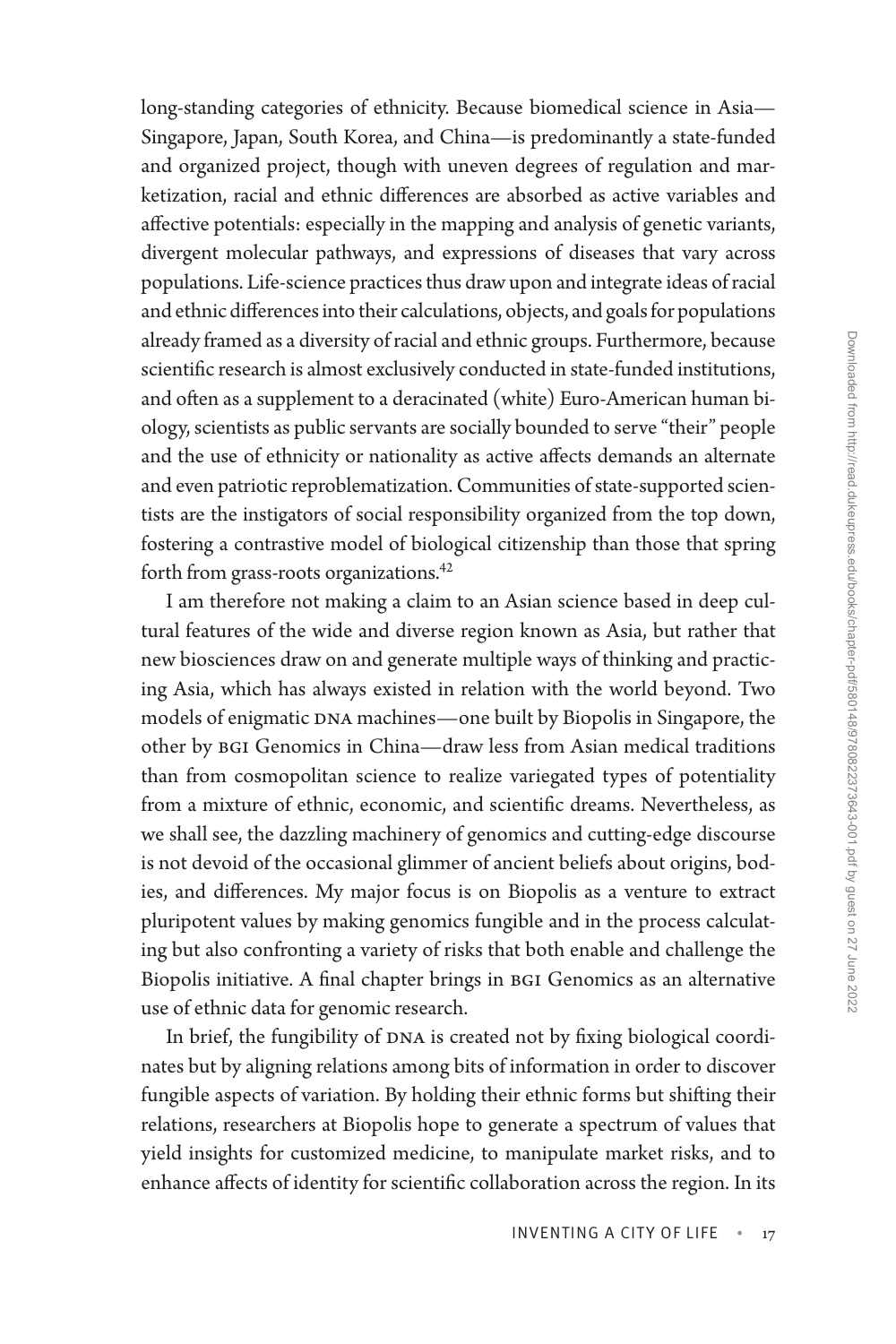long-standing categories of ethnicity. Because biomedical science in Asia—Singapore, Japan, South Korea, and China—is predominantly a state-funded and organized project, though with uneven degrees of regulation and marketization, racial and ethnic differences are absorbed as active variables and affective potentials: especially in the mapping and analysis of genetic variants, divergent molecular pathways, and expressions of diseases that vary across populations. Life-science practices thus draw upon and integrate ideas of racial and ethnic differences into their calculations, objects, and goals for populations already framed as a diversity of racial and ethnic groups. Furthermore, because scientific research is almost exclusively conducted in state-funded institutions, and often as a supplement to a deracinated (white) Euro-American human biology, scientists as public servants are socially bounded to serve "their" people and the use of ethnicity or nationality as active affects demands an alternate and even patriotic reproblematization. Communities of state-supported scientists are the instigators of social responsibility organized from the top down, fostering a contrastive model of biological citizenship than those that spring forth from grass-roots organizations.[42]

I am therefore not making a claim to an Asian science based in deep cultural features of the wide and diverse region known as Asia, but rather that new biosciences draw on and generate multiple ways of thinking and practicing Asia, which has always existed in relation with the world beyond. Two models of enigmatic DNA machines—one built by Biopolis in Singapore, the other by BGI Genomics in China—draw less from Asian medical traditions than from cosmopolitan science to realize variegated types of potentiality from a mixture of ethnic, economic, and scientific dreams. Nevertheless, as we shall see, the dazzling machinery of genomics and cutting-edge discourse is not devoid of the occasional glimmer of ancient beliefs about origins, bodies, and differences. My major focus is on Biopolis as a venture to extract pluripotent values by making genomics fungible and in the process calculating but also confronting a variety of risks that both enable and challenge the Biopolis initiative. A final chapter brings in BGI Genomics as an alternative use of ethnic data for genomic research.

In brief, the fungibility of DNA is created not by fixing biological coordinates but by aligning relations among bits of information in order to discover fungible aspects of variation. By holding their ethnic forms but shifting their relations, researchers at Biopolis hope to generate a spectrum of values that yield insights for customized medicine, to manipulate market risks, and to enhance affects of identity for scientific collaboration across the region. In its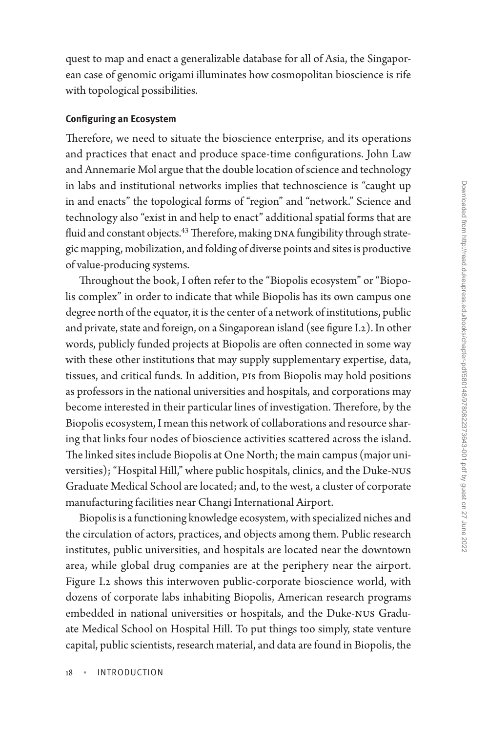quest to map and enact a generalizable database for all of Asia, the Singaporean case of genomic origami illuminates how cosmopolitan bioscience is rife with topological possibilities.

### Configuring an Ecosystem

Therefore, we need to situate the bioscience enterprise, and its operations and practices that enact and produce space-time configurations. John Law and Annemarie Mol argue that the double location of science and technology in labs and institutional networks implies that technoscience is "caught up in and enacts" the topological forms of "region" and "network." Science and technology also "exist in and help to enact" additional spatial forms that are fluid and constant objects.[43] Therefore, making DNA fungibility through strategic mapping, mobilization, and folding of diverse points and sites is productive of value-producing systems.

Throughout the book, I often refer to the "Biopolis ecosystem" or "Biopolis complex" in order to indicate that while Biopolis has its own campus one degree north of the equator, it is the center of a network of institutions, public and private, state and foreign, on a Singaporean island (see figure I.2). In other words, publicly funded projects at Biopolis are often connected in some way with these other institutions that may supply supplementary expertise, data, tissues, and critical funds. In addition, PIs from Biopolis may hold positions as professors in the national universities and hospitals, and corporations may become interested in their particular lines of investigation. Therefore, by the Biopolis ecosystem, I mean this network of collaborations and resource sharing that links four nodes of bioscience activities scattered across the island. The linked sites include Biopolis at One North; the main campus (major universities); "Hospital Hill," where public hospitals, clinics, and the Duke-NUS Graduate Medical School are located; and, to the west, a cluster of corporate manufacturing facilities near Changi International Airport.

Biopolis is a functioning knowledge ecosystem, with specialized niches and the circulation of actors, practices, and objects among them. Public research institutes, public universities, and hospitals are located near the downtown area, while global drug companies are at the periphery near the airport. Figure I.2 shows this interwoven public-corporate bioscience world, with dozens of corporate labs inhabiting Biopolis, American research programs embedded in national universities or hospitals, and the Duke-NUS Graduate Medical School on Hospital Hill. To put things too simply, state venture capital, public scientists, research material, and data are found in Biopolis, the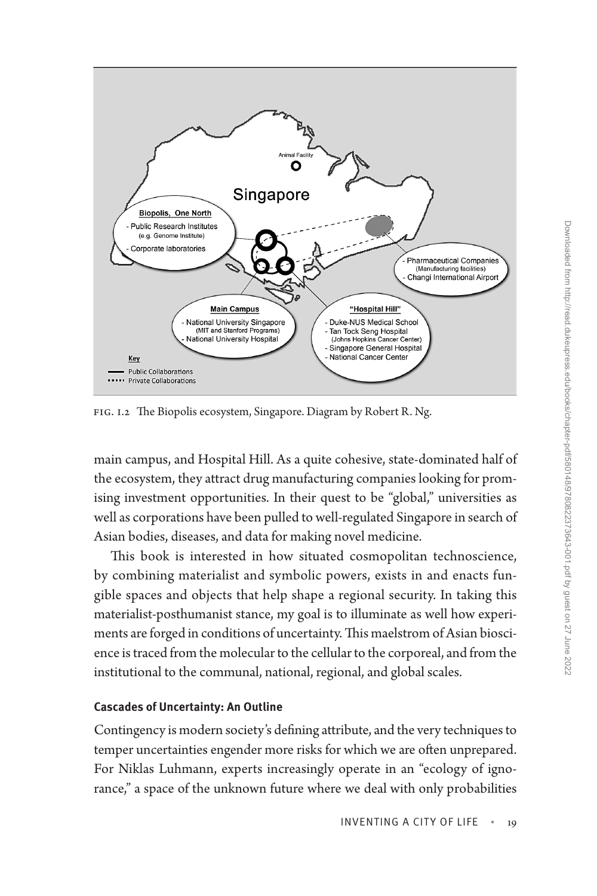FIG. I.2 The Biopolis ecosystem, Singapore. Diagram by Robert R. Ng.

main campus, and Hospital Hill. As a quite cohesive, state-dominated half of the ecosystem, they attract drug manufacturing companies looking for promising investment opportunities. In their quest to be "global," universities as well as corporations have been pulled to well-regulated Singapore in search of Asian bodies, diseases, and data for making novel medicine.

This book is interested in how situated cosmopolitan technoscience, by combining materialist and symbolic powers, exists in and enacts fungible spaces and objects that help shape a regional security. In taking this materialist-posthumanist stance, my goal is to illuminate as well how experiments are forged in conditions of uncertainty. This maelstrom of Asian bioscience is traced from the molecular to the cellular to the corporeal, and from the institutional to the communal, national, regional, and global scales.

### Cascades of Uncertainty: An Outline

Contingency is modern society's defining attribute, and the very techniques to temper uncertainties engender more risks for which we are often unprepared. For Niklas Luhmann, experts increasingly operate in an "ecology of ignorance," a space of the unknown future where we deal with only probabilities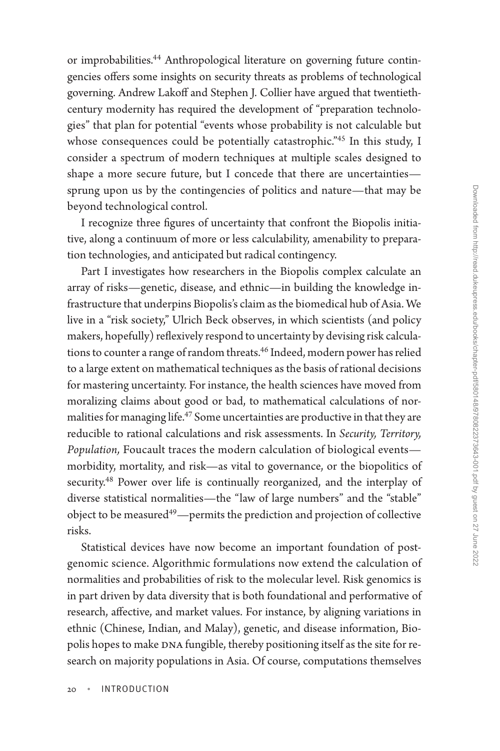or improbabilities.[44] Anthropological literature on governing future contingencies offers some insights on security threats as problems of technological governing. Andrew Lakoff and Stephen J. Collier have argued that twentieth-century modernity has required the development of "preparation technologies" that plan for potential "events whose probability is not calculable but whose consequences could be potentially catastrophic."[45] In this study, I consider a spectrum of modern techniques at multiple scales designed to shape a more secure future, but I concede that there are uncertainties—sprung upon us by the contingencies of politics and nature—that may be beyond technological control.

I recognize three figures of uncertainty that confront the Biopolis initiative, along a continuum of more or less calculability, amenability to preparation technologies, and anticipated but radical contingency.

Part I investigates how researchers in the Biopolis complex calculate an array of risks—genetic, disease, and ethnic—in building the knowledge infrastructure that underpins Biopolis's claim as the biomedical hub of Asia. We live in a "risk society," Ulrich Beck observes, in which scientists (and policy makers, hopefully) reflexively respond to uncertainty by devising risk calculations to counter a range of random threats.[46] Indeed, modern power has relied to a large extent on mathematical techniques as the basis of rational decisions for mastering uncertainty. For instance, the health sciences have moved from moralizing claims about good or bad, to mathematical calculations of normalities for managing life.[47] Some uncertainties are productive in that they are reducible to rational calculations and risk assessments. In *Security, Territory, Population,* Foucault traces the modern calculation of biological events—morbidity, mortality, and risk—as vital to governance, or the biopolitics of security.[48] Power over life is continually reorganized, and the interplay of diverse statistical normalities—the "law of large numbers" and the "stable" object to be measured[49]—permits the prediction and projection of collective risks.

Statistical devices have now become an important foundation of postgenomic science. Algorithmic formulations now extend the calculation of normalities and probabilities of risk to the molecular level. Risk genomics is in part driven by data diversity that is both foundational and performative of research, affective, and market values. For instance, by aligning variations in ethnic (Chinese, Indian, and Malay), genetic, and disease information, Biopolis hopes to make DNA fungible, thereby positioning itself as the site for research on majority populations in Asia. Of course, computations themselves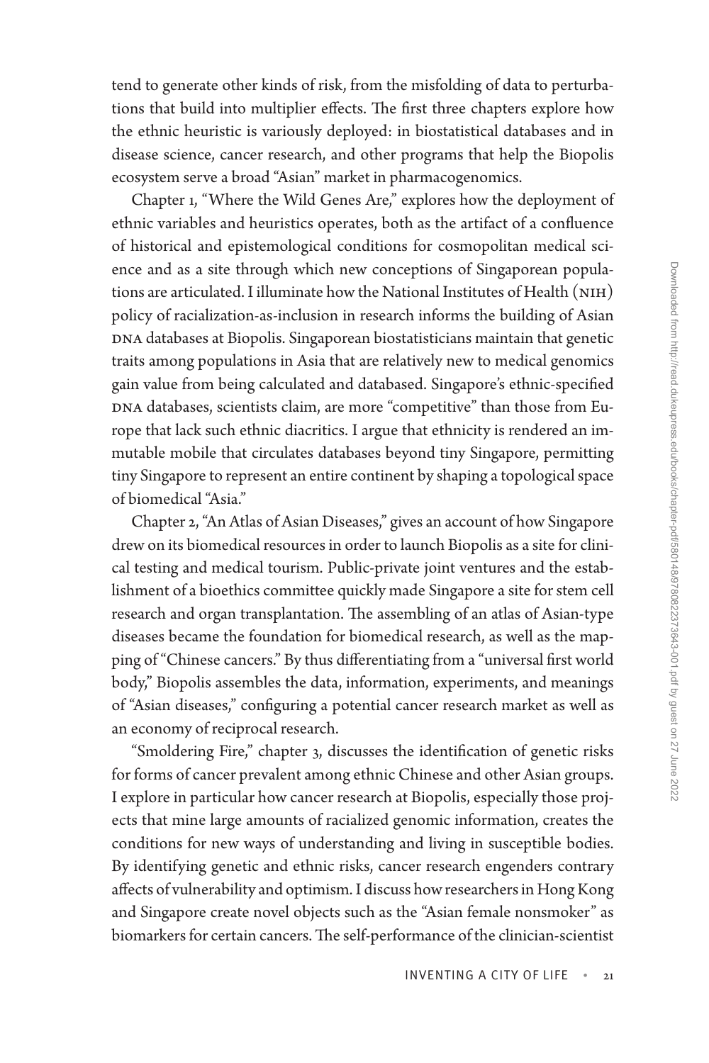tend to generate other kinds of risk, from the misfolding of data to perturbations that build into multiplier effects. The first three chapters explore how the ethnic heuristic is variously deployed: in biostatistical databases and in disease science, cancer research, and other programs that help the Biopolis ecosystem serve a broad "Asian" market in pharmacogenomics.

Chapter 1, "Where the Wild Genes Are," explores how the deployment of ethnic variables and heuristics operates, both as the artifact of a confluence of historical and epistemological conditions for cosmopolitan medical science and as a site through which new conceptions of Singaporean populations are articulated. I illuminate how the National Institutes of Health (NIH) policy of racialization-as-inclusion in research informs the building of Asian DNA databases at Biopolis. Singaporean biostatisticians maintain that genetic traits among populations in Asia that are relatively new to medical genomics gain value from being calculated and databased. Singapore's ethnic-specified DNA databases, scientists claim, are more "competitive" than those from Europe that lack such ethnic diacritics. I argue that ethnicity is rendered an immutable mobile that circulates databases beyond tiny Singapore, permitting tiny Singapore to represent an entire continent by shaping a topological space of biomedical "Asia."

Chapter 2, "An Atlas of Asian Diseases," gives an account of how Singapore drew on its biomedical resources in order to launch Biopolis as a site for clinical testing and medical tourism. Public-private joint ventures and the establishment of a bioethics committee quickly made Singapore a site for stem cell research and organ transplantation. The assembling of an atlas of Asian-type diseases became the foundation for biomedical research, as well as the mapping of "Chinese cancers." By thus differentiating from a "universal first world body," Biopolis assembles the data, information, experiments, and meanings of "Asian diseases," configuring a potential cancer research market as well as an economy of reciprocal research.

"Smoldering Fire," chapter 3, discusses the identification of genetic risks for forms of cancer prevalent among ethnic Chinese and other Asian groups. I explore in particular how cancer research at Biopolis, especially those projects that mine large amounts of racialized genomic information, creates the conditions for new ways of understanding and living in susceptible bodies. By identifying genetic and ethnic risks, cancer research engenders contrary affects of vulnerability and optimism. I discuss how researchers in Hong Kong and Singapore create novel objects such as the "Asian female nonsmoker" as biomarkers for certain cancers. The self-performance of the clinician-scientist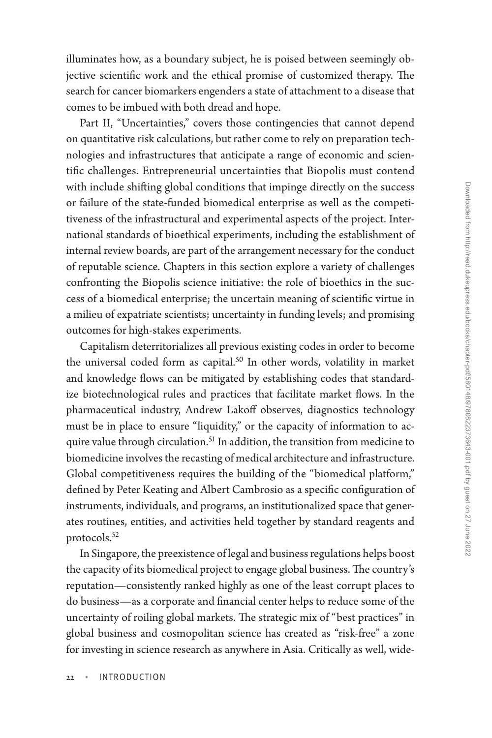illuminates how, as a boundary subject, he is poised between seemingly objective scientific work and the ethical promise of customized therapy. The search for cancer biomarkers engenders a state of attachment to a disease that comes to be imbued with both dread and hope.

Part II, "Uncertainties," covers those contingencies that cannot depend on quantitative risk calculations, but rather come to rely on preparation technologies and infrastructures that anticipate a range of economic and scientific challenges. Entrepreneurial uncertainties that Biopolis must contend with include shifting global conditions that impinge directly on the success or failure of the state-funded biomedical enterprise as well as the competitiveness of the infrastructural and experimental aspects of the project. International standards of bioethical experiments, including the establishment of internal review boards, are part of the arrangement necessary for the conduct of reputable science. Chapters in this section explore a variety of challenges confronting the Biopolis science initiative: the role of bioethics in the success of a biomedical enterprise; the uncertain meaning of scientific virtue in a milieu of expatriate scientists; uncertainty in funding levels; and promising outcomes for high-stakes experiments.

Capitalism deterritorializes all previous existing codes in order to become the universal coded form as capital.[50] In other words, volatility in market and knowledge flows can be mitigated by establishing codes that standardize biotechnological rules and practices that facilitate market flows. In the pharmaceutical industry, Andrew Lakoff observes, diagnostics technology must be in place to ensure "liquidity," or the capacity of information to acquire value through circulation.[51] In addition, the transition from medicine to biomedicine involves the recasting of medical architecture and infrastructure. Global competitiveness requires the building of the "biomedical platform," defined by Peter Keating and Albert Cambrosio as a specific configuration of instruments, individuals, and programs, an institutionalized space that generates routines, entities, and activities held together by standard reagents and protocols.[52]

In Singapore, the preexistence of legal and business regulations helps boost the capacity of its biomedical project to engage global business. The country's reputation—consistently ranked highly as one of the least corrupt places to do business—as a corporate and financial center helps to reduce some of the uncertainty of roiling global markets. The strategic mix of "best practices" in global business and cosmopolitan science has created as "risk-free" a zone for investing in science research as anywhere in Asia. Critically as well, wide-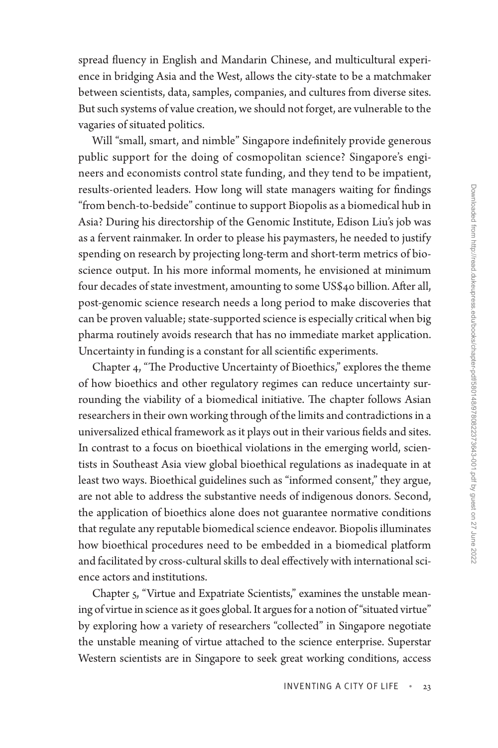spread fluency in English and Mandarin Chinese, and multicultural experience in bridging Asia and the West, allows the city-state to be a matchmaker between scientists, data, samples, companies, and cultures from diverse sites. But such systems of value creation, we should not forget, are vulnerable to the vagaries of situated politics.

Will "small, smart, and nimble" Singapore indefinitely provide generous public support for the doing of cosmopolitan science? Singapore's engineers and economists control state funding, and they tend to be impatient, results-oriented leaders. How long will state managers waiting for findings "from bench-to-bedside" continue to support Biopolis as a biomedical hub in Asia? During his directorship of the Genomic Institute, Edison Liu's job was as a fervent rainmaker. In order to please his paymasters, he needed to justify spending on research by projecting long-term and short-term metrics of bioscience output. In his more informal moments, he envisioned at minimum four decades of state investment, amounting to some US$40 billion. After all, post-genomic science research needs a long period to make discoveries that can be proven valuable; state-supported science is especially critical when big pharma routinely avoids research that has no immediate market application. Uncertainty in funding is a constant for all scientific experiments.

Chapter 4, "The Productive Uncertainty of Bioethics," explores the theme of how bioethics and other regulatory regimes can reduce uncertainty surrounding the viability of a biomedical initiative. The chapter follows Asian researchers in their own working through of the limits and contradictions in a universalized ethical framework as it plays out in their various fields and sites. In contrast to a focus on bioethical violations in the emerging world, scientists in Southeast Asia view global bioethical regulations as inadequate in at least two ways. Bioethical guidelines such as "informed consent," they argue, are not able to address the substantive needs of indigenous donors. Second, the application of bioethics alone does not guarantee normative conditions that regulate any reputable biomedical science endeavor. Biopolis illuminates how bioethical procedures need to be embedded in a biomedical platform and facilitated by cross-cultural skills to deal effectively with international science actors and institutions.

Chapter 5, "Virtue and Expatriate Scientists," examines the unstable meaning of virtue in science as it goes global. It argues for a notion of "situated virtue" by exploring how a variety of researchers "collected" in Singapore negotiate the unstable meaning of virtue attached to the science enterprise. Superstar Western scientists are in Singapore to seek great working conditions, access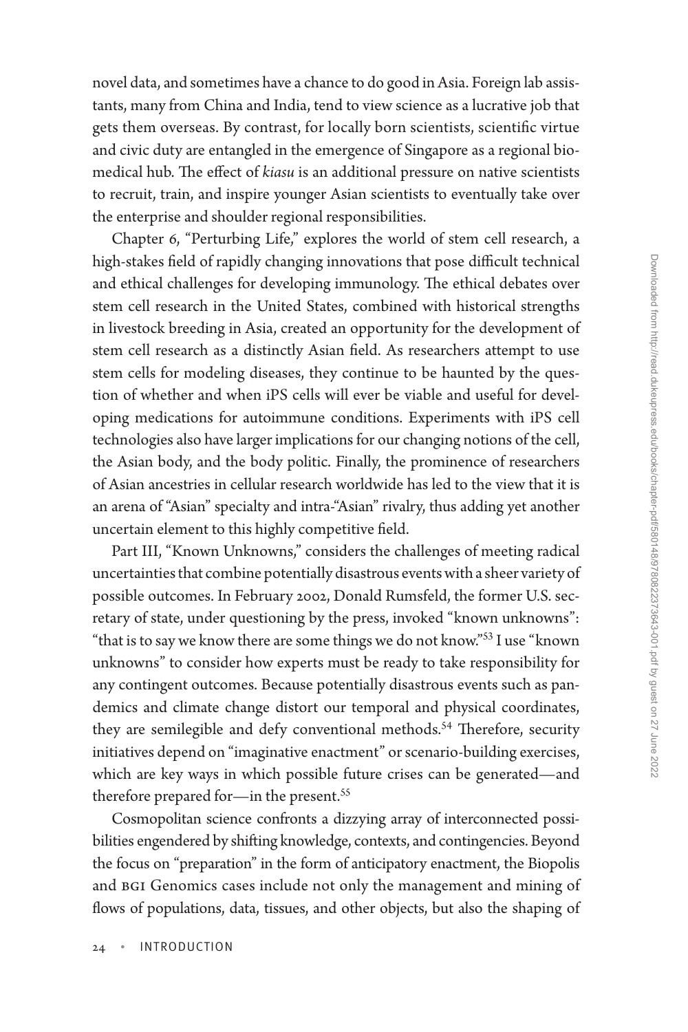novel data, and sometimes have a chance to do good in Asia. Foreign lab assistants, many from China and India, tend to view science as a lucrative job that gets them overseas. By contrast, for locally born scientists, scientific virtue and civic duty are entangled in the emergence of Singapore as a regional biomedical hub. The effect of *kiasu* is an additional pressure on native scientists to recruit, train, and inspire younger Asian scientists to eventually take over the enterprise and shoulder regional responsibilities.

Chapter 6, "Perturbing Life," explores the world of stem cell research, a high-stakes field of rapidly changing innovations that pose difficult technical and ethical challenges for developing immunology. The ethical debates over stem cell research in the United States, combined with historical strengths in livestock breeding in Asia, created an opportunity for the development of stem cell research as a distinctly Asian field. As researchers attempt to use stem cells for modeling diseases, they continue to be haunted by the question of whether and when iPS cells will ever be viable and useful for developing medications for autoimmune conditions. Experiments with iPS cell technologies also have larger implications for our changing notions of the cell, the Asian body, and the body politic. Finally, the prominence of researchers of Asian ancestries in cellular research worldwide has led to the view that it is an arena of "Asian" specialty and intra-"Asian" rivalry, thus adding yet another uncertain element to this highly competitive field.

Part III, "Known Unknowns," considers the challenges of meeting radical uncertainties that combine potentially disastrous events with a sheer variety of possible outcomes. In February 2002, Donald Rumsfeld, the former U.S. secretary of state, under questioning by the press, invoked "known unknowns": "that is to say we know there are some things we do not know."[53] I use "known unknowns" to consider how experts must be ready to take responsibility for any contingent outcomes. Because potentially disastrous events such as pandemics and climate change distort our temporal and physical coordinates, they are semilegible and defy conventional methods.[54] Therefore, security initiatives depend on "imaginative enactment" or scenario-building exercises, which are key ways in which possible future crises can be generated—and therefore prepared for—in the present.[55]

Cosmopolitan science confronts a dizzying array of interconnected possibilities engendered by shifting knowledge, contexts, and contingencies. Beyond the focus on "preparation" in the form of anticipatory enactment, the Biopolis and BGI Genomics cases include not only the management and mining of flows of populations, data, tissues, and other objects, but also the shaping of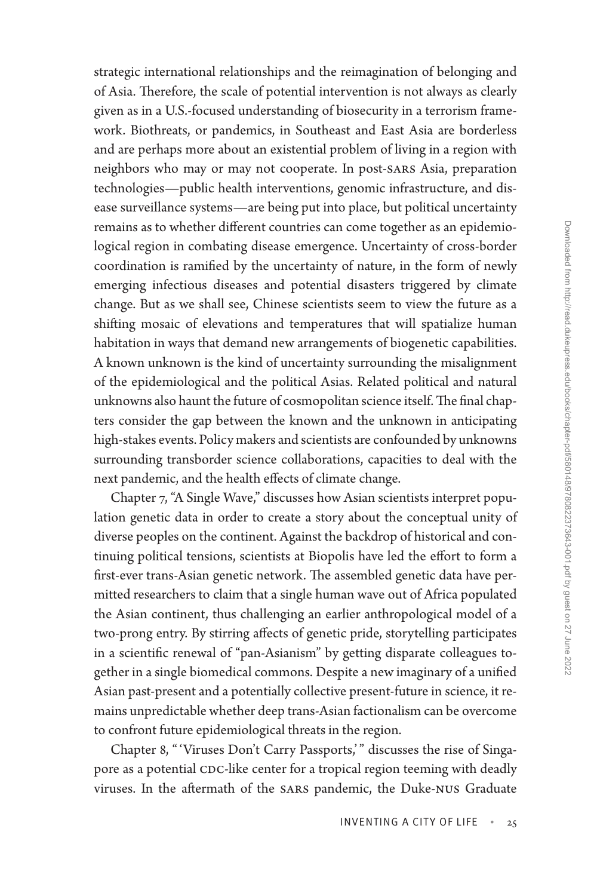strategic international relationships and the reimagination of belonging and of Asia. Therefore, the scale of potential intervention is not always as clearly given as in a U.S.-focused understanding of biosecurity in a terrorism framework. Biothreats, or pandemics, in Southeast and East Asia are borderless and are perhaps more about an existential problem of living in a region with neighbors who may or may not cooperate. In post-SARS Asia, preparation technologies—public health interventions, genomic infrastructure, and disease surveillance systems—are being put into place, but political uncertainty remains as to whether different countries can come together as an epidemiological region in combating disease emergence. Uncertainty of cross-border coordination is ramified by the uncertainty of nature, in the form of newly emerging infectious diseases and potential disasters triggered by climate change. But as we shall see, Chinese scientists seem to view the future as a shifting mosaic of elevations and temperatures that will spatialize human habitation in ways that demand new arrangements of biogenetic capabilities. A known unknown is the kind of uncertainty surrounding the misalignment of the epidemiological and the political Asias. Related political and natural unknowns also haunt the future of cosmopolitan science itself. The final chapters consider the gap between the known and the unknown in anticipating high-stakes events. Policy makers and scientists are confounded by unknowns surrounding transborder science collaborations, capacities to deal with the next pandemic, and the health effects of climate change.

Chapter 7, "A Single Wave," discusses how Asian scientists interpret population genetic data in order to create a story about the conceptual unity of diverse peoples on the continent. Against the backdrop of historical and continuing political tensions, scientists at Biopolis have led the effort to form a first-ever trans-Asian genetic network. The assembled genetic data have permitted researchers to claim that a single human wave out of Africa populated the Asian continent, thus challenging an earlier anthropological model of a two-prong entry. By stirring affects of genetic pride, storytelling participates in a scientific renewal of "pan-Asianism" by getting disparate colleagues together in a single biomedical commons. Despite a new imaginary of a unified Asian past-present and a potentially collective present-future in science, it remains unpredictable whether deep trans-Asian factionalism can be overcome to confront future epidemiological threats in the region.

Chapter 8, "'Viruses Don't Carry Passports,'" discusses the rise of Singapore as a potential CDC-like center for a tropical region teeming with deadly viruses. In the aftermath of the SARS pandemic, the Duke-NUS Graduate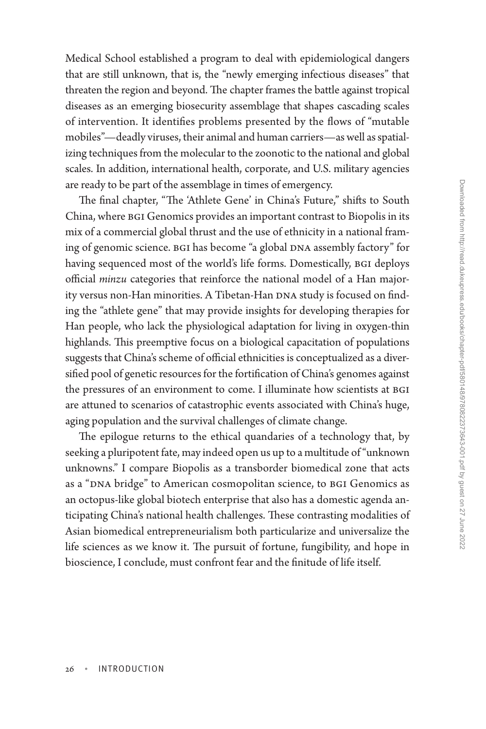Medical School established a program to deal with epidemiological dangers that are still unknown, that is, the "newly emerging infectious diseases" that threaten the region and beyond. The chapter frames the battle against tropical diseases as an emerging biosecurity assemblage that shapes cascading scales of intervention. It identifies problems presented by the flows of "mutable mobiles"—deadly viruses, their animal and human carriers—as well as spatializing techniques from the molecular to the zoonotic to the national and global scales. In addition, international health, corporate, and U.S. military agencies are ready to be part of the assemblage in times of emergency.

The final chapter, "The 'Athlete Gene' in China's Future," shifts to South China, where BGI Genomics provides an important contrast to Biopolis in its mix of a commercial global thrust and the use of ethnicity in a national framing of genomic science. BGI has become "a global DNA assembly factory" for having sequenced most of the world's life forms. Domestically, BGI deploys official *minzu* categories that reinforce the national model of a Han majority versus non-Han minorities. A Tibetan-Han DNA study is focused on finding the "athlete gene" that may provide insights for developing therapies for Han people, who lack the physiological adaptation for living in oxygen-thin highlands. This preemptive focus on a biological capacitation of populations suggests that China's scheme of official ethnicities is conceptualized as a diversified pool of genetic resources for the fortification of China's genomes against the pressures of an environment to come. I illuminate how scientists at BGI are attuned to scenarios of catastrophic events associated with China's huge, aging population and the survival challenges of climate change.

The epilogue returns to the ethical quandaries of a technology that, by seeking a pluripotent fate, may indeed open us up to a multitude of "unknown unknowns." I compare Biopolis as a transborder biomedical zone that acts as a "DNA bridge" to American cosmopolitan science, to BGI Genomics as an octopus-like global biotech enterprise that also has a domestic agenda anticipating China's national health challenges. These contrasting modalities of Asian biomedical entrepreneurialism both particularize and universalize the life sciences as we know it. The pursuit of fortune, fungibility, and hope in bioscience, I conclude, must confront fear and the finitude of life itself.